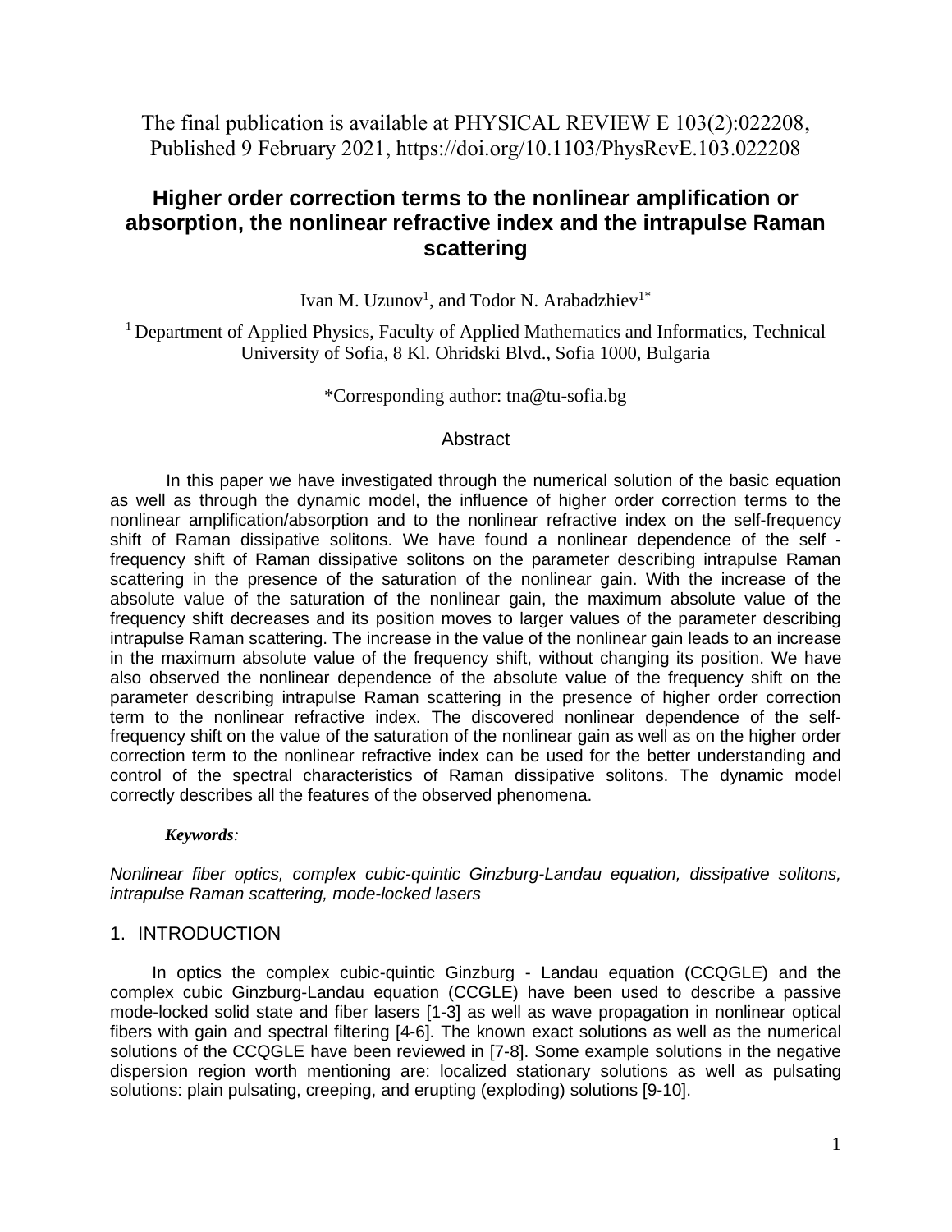The final publication is available at PHYSICAL REVIEW E 103(2):022208, Published 9 February 2021, https://doi.org/10.1103/PhysRevE.103.022208

# Higher order correction terms to the nonlinear amplification or absorption, the nonlinear refractive index and the intrapulse Raman scattering

Ivan M. Uzunov[1], and Todor N. Arabadzhiev[1*]

[1] Department of Applied Physics, Faculty of Applied Mathematics and Informatics, Technical University of Sofia, 8 Kl. Ohridski Blvd., Sofia 1000, Bulgaria

*Corresponding author: tna@tu-sofia.bg

## Abstract

In this paper we have investigated through the numerical solution of the basic equation as well as through the dynamic model, the influence of higher order correction terms to the nonlinear amplification/absorption and to the nonlinear refractive index on the self-frequency shift of Raman dissipative solitons. We have found a nonlinear dependence of the self - frequency shift of Raman dissipative solitons on the parameter describing intrapulse Raman scattering in the presence of the saturation of the nonlinear gain. With the increase of the absolute value of the saturation of the nonlinear gain, the maximum absolute value of the frequency shift decreases and its position moves to larger values of the parameter describing intrapulse Raman scattering. The increase in the value of the nonlinear gain leads to an increase in the maximum absolute value of the frequency shift, without changing its position. We have also observed the nonlinear dependence of the absolute value of the frequency shift on the parameter describing intrapulse Raman scattering in the presence of higher order correction term to the nonlinear refractive index. The discovered nonlinear dependence of the self-frequency shift on the value of the saturation of the nonlinear gain as well as on the higher order correction term to the nonlinear refractive index can be used for the better understanding and control of the spectral characteristics of Raman dissipative solitons. The dynamic model correctly describes all the features of the observed phenomena.

***Keywords:***

*Nonlinear fiber optics, complex cubic-quintic Ginzburg-Landau equation, dissipative solitons, intrapulse Raman scattering, mode-locked lasers*

## 1. INTRODUCTION

In optics the complex cubic-quintic Ginzburg - Landau equation (CCQGLE) and the complex cubic Ginzburg-Landau equation (CCGLE) have been used to describe a passive mode-locked solid state and fiber lasers [1-3] as well as wave propagation in nonlinear optical fibers with gain and spectral filtering [4-6]. The known exact solutions as well as the numerical solutions of the CCQGLE have been reviewed in [7-8]. Some example solutions in the negative dispersion region worth mentioning are: localized stationary solutions as well as pulsating solutions: plain pulsating, creeping, and erupting (exploding) solutions [9-10].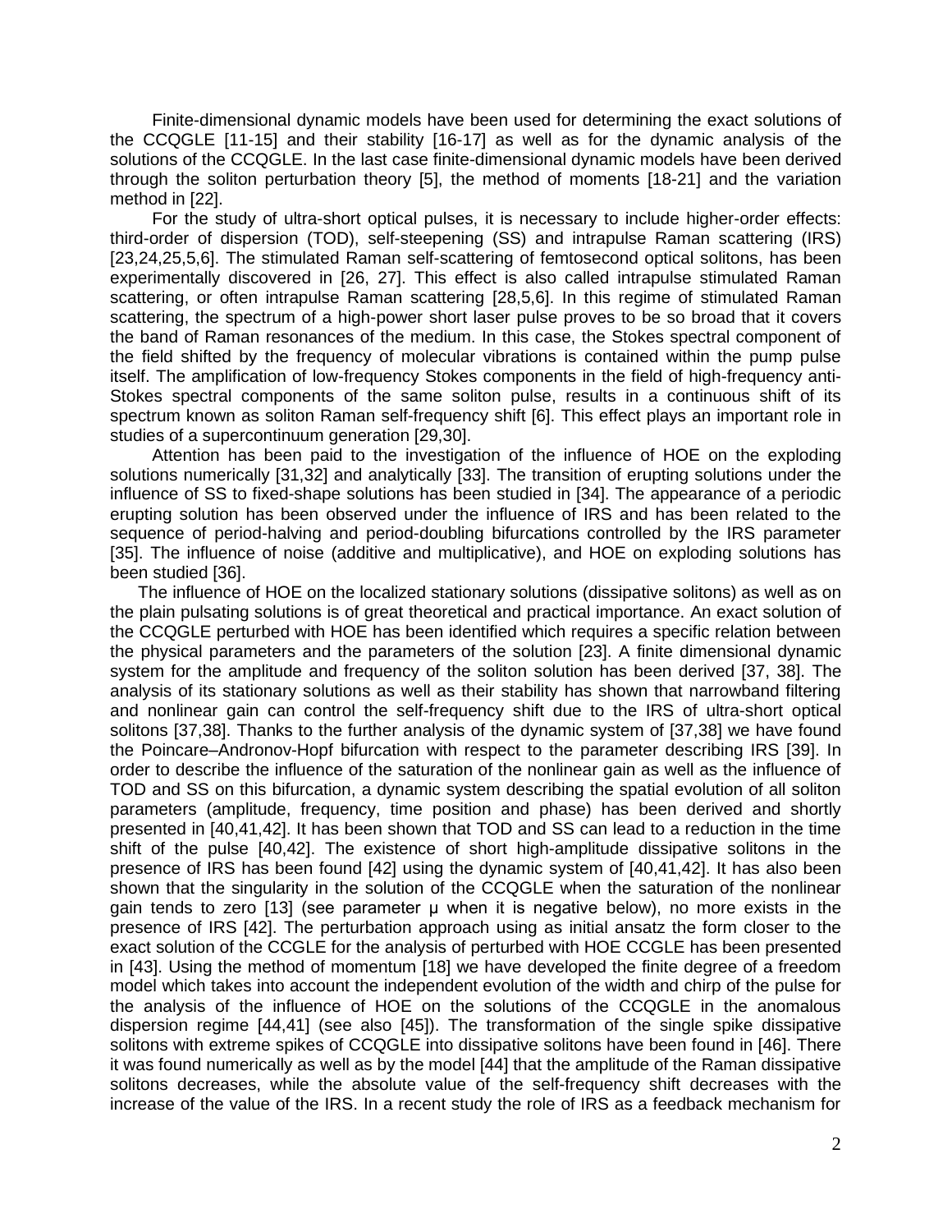Finite-dimensional dynamic models have been used for determining the exact solutions of the CCQGLE [11-15] and their stability [16-17] as well as for the dynamic analysis of the solutions of the CCQGLE. In the last case finite-dimensional dynamic models have been derived through the soliton perturbation theory [5], the method of moments [18-21] and the variation method in [22].

For the study of ultra-short optical pulses, it is necessary to include higher-order effects: third-order of dispersion (TOD), self-steepening (SS) and intrapulse Raman scattering (IRS) [23,24,25,5,6]. The stimulated Raman self-scattering of femtosecond optical solitons, has been experimentally discovered in [26, 27]. This effect is also called intrapulse stimulated Raman scattering, or often intrapulse Raman scattering [28,5,6]. In this regime of stimulated Raman scattering, the spectrum of a high-power short laser pulse proves to be so broad that it covers the band of Raman resonances of the medium. In this case, the Stokes spectral component of the field shifted by the frequency of molecular vibrations is contained within the pump pulse itself. The amplification of low-frequency Stokes components in the field of high-frequency anti-Stokes spectral components of the same soliton pulse, results in a continuous shift of its spectrum known as soliton Raman self-frequency shift [6]. This effect plays an important role in studies of a supercontinuum generation [29,30].

Attention has been paid to the investigation of the influence of HOE on the exploding solutions numerically [31,32] and analytically [33]. The transition of erupting solutions under the influence of SS to fixed-shape solutions has been studied in [34]. The appearance of a periodic erupting solution has been observed under the influence of IRS and has been related to the sequence of period-halving and period-doubling bifurcations controlled by the IRS parameter [35]. The influence of noise (additive and multiplicative), and HOE on exploding solutions has been studied [36].

The influence of HOE on the localized stationary solutions (dissipative solitons) as well as on the plain pulsating solutions is of great theoretical and practical importance. An exact solution of the CCQGLE perturbed with HOE has been identified which requires a specific relation between the physical parameters and the parameters of the solution [23]. A finite dimensional dynamic system for the amplitude and frequency of the soliton solution has been derived [37, 38]. The analysis of its stationary solutions as well as their stability has shown that narrowband filtering and nonlinear gain can control the self-frequency shift due to the IRS of ultra-short optical solitons [37,38]. Thanks to the further analysis of the dynamic system of [37,38] we have found the Poincare–Andronov-Hopf bifurcation with respect to the parameter describing IRS [39]. In order to describe the influence of the saturation of the nonlinear gain as well as the influence of TOD and SS on this bifurcation, a dynamic system describing the spatial evolution of all soliton parameters (amplitude, frequency, time position and phase) has been derived and shortly presented in [40,41,42]. It has been shown that TOD and SS can lead to a reduction in the time shift of the pulse [40,42]. The existence of short high-amplitude dissipative solitons in the presence of IRS has been found [42] using the dynamic system of [40,41,42]. It has also been shown that the singularity in the solution of the CCQGLE when the saturation of the nonlinear gain tends to zero [13] (see parameter $\mu$ when it is negative below), no more exists in the presence of IRS [42]. The perturbation approach using as initial ansatz the form closer to the exact solution of the CCGLE for the analysis of perturbed with HOE CCGLE has been presented in [43]. Using the method of momentum [18] we have developed the finite degree of a freedom model which takes into account the independent evolution of the width and chirp of the pulse for the analysis of the influence of HOE on the solutions of the CCQGLE in the anomalous dispersion regime [44,41] (see also [45]). The transformation of the single spike dissipative solitons with extreme spikes of CCQGLE into dissipative solitons have been found in [46]. There it was found numerically as well as by the model [44] that the amplitude of the Raman dissipative solitons decreases, while the absolute value of the self-frequency shift decreases with the increase of the value of the IRS. In a recent study the role of IRS as a feedback mechanism for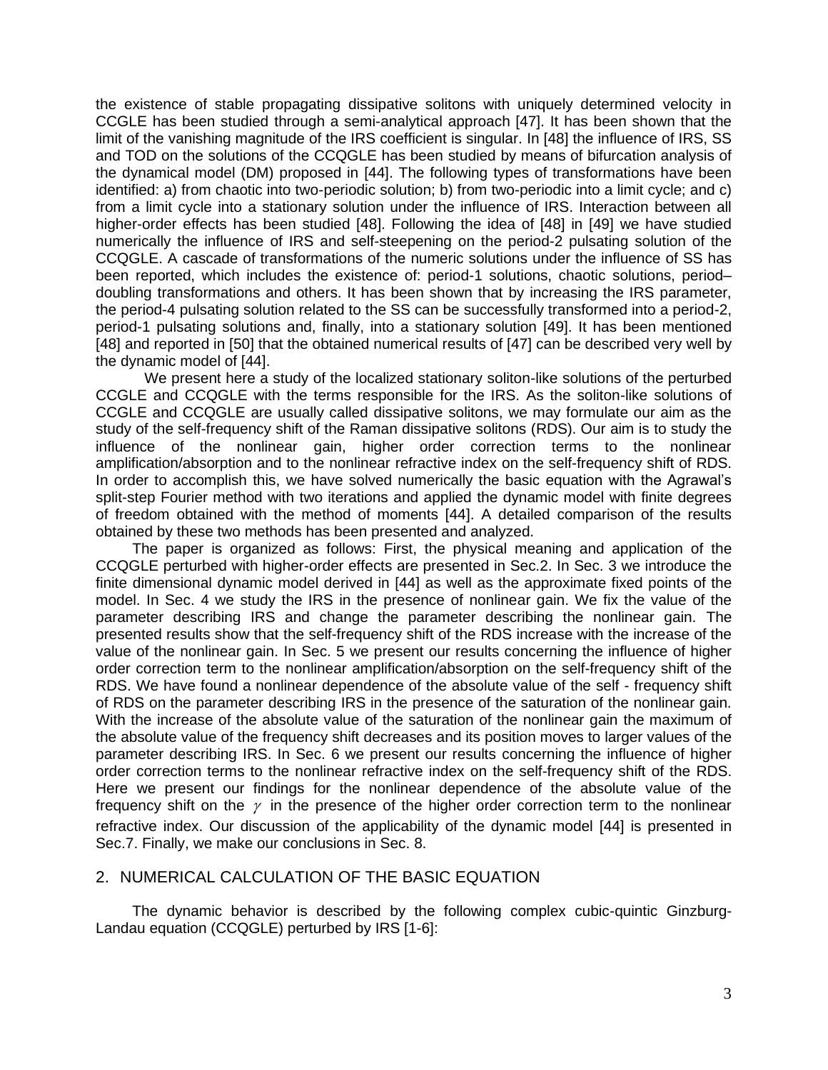the existence of stable propagating dissipative solitons with uniquely determined velocity in CCGLE has been studied through a semi-analytical approach [47]. It has been shown that the limit of the vanishing magnitude of the IRS coefficient is singular. In [48] the influence of IRS, SS and TOD on the solutions of the CCQGLE has been studied by means of bifurcation analysis of the dynamical model (DM) proposed in [44]. The following types of transformations have been identified: a) from chaotic into two-periodic solution; b) from two-periodic into a limit cycle; and c) from a limit cycle into a stationary solution under the influence of IRS. Interaction between all higher-order effects has been studied [48]. Following the idea of [48] in [49] we have studied numerically the influence of IRS and self-steepening on the period-2 pulsating solution of the CCQGLE. A cascade of transformations of the numeric solutions under the influence of SS has been reported, which includes the existence of: period-1 solutions, chaotic solutions, period–doubling transformations and others. It has been shown that by increasing the IRS parameter, the period-4 pulsating solution related to the SS can be successfully transformed into a period-2, period-1 pulsating solutions and, finally, into a stationary solution [49]. It has been mentioned [48] and reported in [50] that the obtained numerical results of [47] can be described very well by the dynamic model of [44].

We present here a study of the localized stationary soliton-like solutions of the perturbed CCGLE and CCQGLE with the terms responsible for the IRS. As the soliton-like solutions of CCGLE and CCQGLE are usually called dissipative solitons, we may formulate our aim as the study of the self-frequency shift of the Raman dissipative solitons (RDS). Our aim is to study the influence of the nonlinear gain, higher order correction terms to the nonlinear amplification/absorption and to the nonlinear refractive index on the self-frequency shift of RDS. In order to accomplish this, we have solved numerically the basic equation with the Agrawal's split-step Fourier method with two iterations and applied the dynamic model with finite degrees of freedom obtained with the method of moments [44]. A detailed comparison of the results obtained by these two methods has been presented and analyzed.

The paper is organized as follows: First, the physical meaning and application of the CCQGLE perturbed with higher-order effects are presented in Sec.2. In Sec. 3 we introduce the finite dimensional dynamic model derived in [44] as well as the approximate fixed points of the model. In Sec. 4 we study the IRS in the presence of nonlinear gain. We fix the value of the parameter describing IRS and change the parameter describing the nonlinear gain. The presented results show that the self-frequency shift of the RDS increase with the increase of the value of the nonlinear gain. In Sec. 5 we present our results concerning the influence of higher order correction term to the nonlinear amplification/absorption on the self-frequency shift of the RDS. We have found a nonlinear dependence of the absolute value of the self - frequency shift of RDS on the parameter describing IRS in the presence of the saturation of the nonlinear gain. With the increase of the absolute value of the saturation of the nonlinear gain the maximum of the absolute value of the frequency shift decreases and its position moves to larger values of the parameter describing IRS. In Sec. 6 we present our results concerning the influence of higher order correction terms to the nonlinear refractive index on the self-frequency shift of the RDS. Here we present our findings for the nonlinear dependence of the absolute value of the frequency shift on the $\gamma$ in the presence of the higher order correction term to the nonlinear refractive index. Our discussion of the applicability of the dynamic model [44] is presented in Sec.7. Finally, we make our conclusions in Sec. 8.

## 2. NUMERICAL CALCULATION OF THE BASIC EQUATION

The dynamic behavior is described by the following complex cubic-quintic Ginzburg-Landau equation (CCQGLE) perturbed by IRS [1-6]: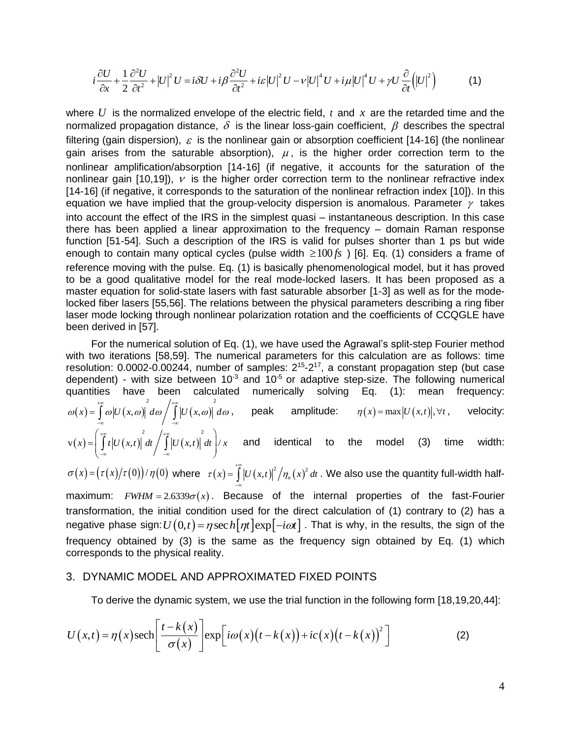$$i\frac{\partial U}{\partial x}+\frac{1}{2}\frac{\partial^2 U}{\partial t^2}+|U|^2U=i\delta U+i\beta\frac{\partial^2 U}{\partial t^2}+i\varepsilon|U|^2U-\nu|U|^4U+i\mu|U|^4U+\gamma U\frac{\partial}{\partial t}\left(|U|^2\right) \qquad (1)$$

where $U$ is the normalized envelope of the electric field, $t$ and $x$ are the retarded time and the normalized propagation distance, $\delta$ is the linear loss-gain coefficient, $\beta$ describes the spectral filtering (gain dispersion), $\varepsilon$ is the nonlinear gain or absorption coefficient [14-16] (the nonlinear gain arises from the saturable absorption), $\mu$, is the higher order correction term to the nonlinear amplification/absorption [14-16] (if negative, it accounts for the saturation of the nonlinear gain [10,19]), $\nu$ is the higher order correction term to the nonlinear refractive index [14-16] (if negative, it corresponds to the saturation of the nonlinear refraction index [10]). In this equation we have implied that the group-velocity dispersion is anomalous. Parameter $\gamma$ takes into account the effect of the IRS in the simplest quasi – instantaneous description. In this case there has been applied a linear approximation to the frequency – domain Raman response function [51-54]. Such a description of the IRS is valid for pulses shorter than 1 ps but wide enough to contain many optical cycles (pulse width $\geq 100\,fs$ ) [6]. Eq. (1) considers a frame of reference moving with the pulse. Eq. (1) is basically phenomenological model, but it has proved to be a good qualitative model for the real mode-locked lasers. It has been proposed as a master equation for solid-state lasers with fast saturable absorber [1-3] as well as for the mode-locked fiber lasers [55,56]. The relations between the physical parameters describing a ring fiber laser mode locking through nonlinear polarization rotation and the coefficients of CCQGLE have been derived in [57].

For the numerical solution of Eq. (1), we have used the Agrawal's split-step Fourier method with two iterations [58,59]. The numerical parameters for this calculation are as follows: time resolution: 0.0002-0.00244, number of samples: $2^{15}$-$2^{17}$, a constant propagation step (but case dependent) - with size between $10^{-3}$ and $10^{-5}$ or adaptive step-size. The following numerical quantities have been calculated numerically solving Eq. (1): mean frequency: $\omega(x)=\int_{-\infty}^{+\infty}\omega|U(x,\omega)|^2d\omega\Big/\int_{-\infty}^{+\infty}|U(x,\omega)|^2d\omega$, peak amplitude: $\eta(x)=\max|U(x,t)|,\forall t$, velocity: $\mathrm{v}(x)=\left(\int_{-\infty}^{+\infty}t|U(x,t)|^2dt\Big/\int_{-\infty}^{+\infty}|U(x,t)|^2dt\right)/x$ and identical to the model (3) time width: $\sigma(x)=\left(\tau(x)/\tau(0)\right)/\eta(0)$ where $\tau(x)=\int_{-\infty}^{+\infty}|U(x,t)|^2\big/\eta_n(x)^2\,dt$. We also use the quantity full-width half-maximum: $FWHM=2.6339\sigma(x)$. Because of the internal properties of the fast-Fourier transformation, the initial condition used for the direct calculation of (1) contrary to (2) has a negative phase sign: $U(0,t)=\eta\,\mathrm{sech}[\eta t]\exp[-i\omega t]$. That is why, in the results, the sign of the frequency obtained by (3) is the same as the frequency sign obtained by Eq. (1) which corresponds to the physical reality.

## 3. DYNAMIC MODEL AND APPROXIMATED FIXED POINTS

To derive the dynamic system, we use the trial function in the following form [18,19,20,44]:

$$U(x,t)=\eta(x)\,\mathrm{sech}\left[\frac{t-k(x)}{\sigma(x)}\right]\exp\left[i\omega(x)\left(t-k(x)\right)+ic(x)\left(t-k(x)\right)^2\right] \qquad (2)$$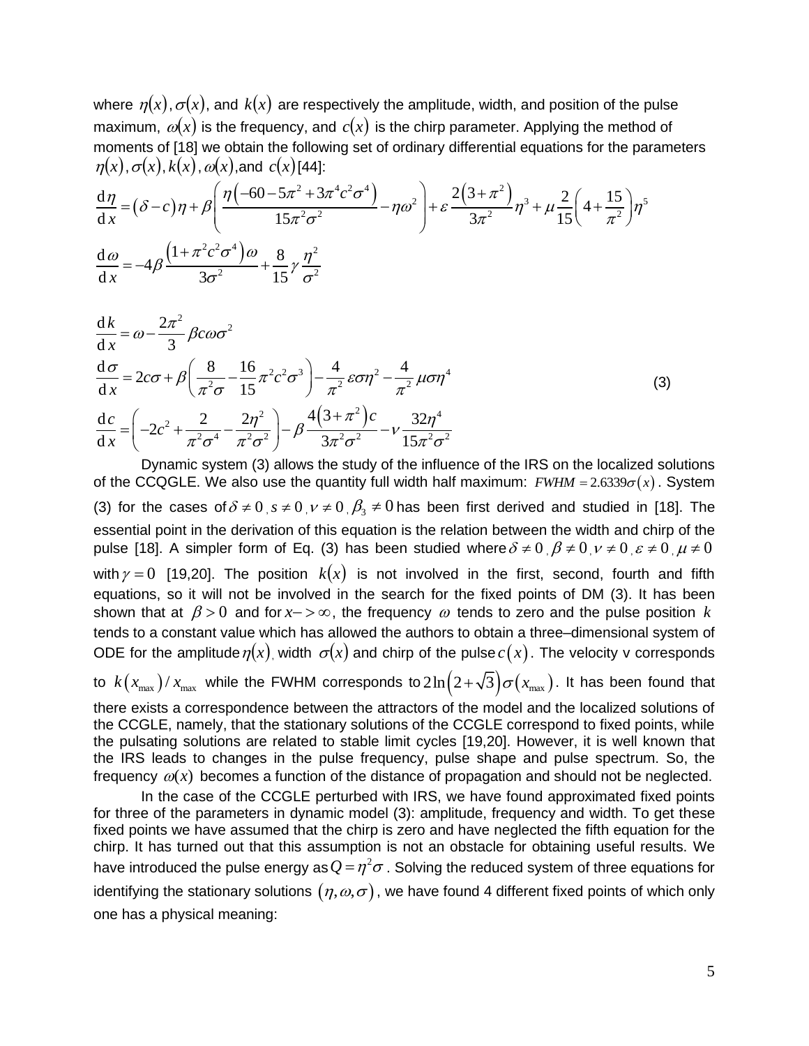where $\eta(x)$, $\sigma(x)$, and $k(x)$ are respectively the amplitude, width, and position of the pulse maximum, $\omega(x)$ is the frequency, and $c(x)$ is the chirp parameter. Applying the method of moments of [18] we obtain the following set of ordinary differential equations for the parameters $\eta(x)$, $\sigma(x)$, $k(x)$, $\omega(x)$, and $c(x)$ [44]:

$$
\begin{aligned}
\frac{\mathrm{d}\eta}{\mathrm{d}x} &= (\delta - c)\eta + \beta\left(\frac{\eta\left(-60-5\pi^2+3\pi^4c^2\sigma^4\right)}{15\pi^2\sigma^2} - \eta\omega^2\right) + \varepsilon\frac{2\left(3+\pi^2\right)}{3\pi^2}\eta^3 + \mu\frac{2}{15}\left(4+\frac{15}{\pi^2}\right)\eta^5 \\
\frac{\mathrm{d}\omega}{\mathrm{d}x} &= -4\beta\frac{\left(1+\pi^2c^2\sigma^4\right)\omega}{3\sigma^2} + \frac{8}{15}\gamma\frac{\eta^2}{\sigma^2} \\
\frac{\mathrm{d}k}{\mathrm{d}x} &= \omega - \frac{2\pi^2}{3}\beta c\omega\sigma^2 \\
\frac{\mathrm{d}\sigma}{\mathrm{d}x} &= 2c\sigma + \beta\left(\frac{8}{\pi^2\sigma} - \frac{16}{15}\pi^2c^2\sigma^3\right) - \frac{4}{\pi^2}\varepsilon\sigma\eta^2 - \frac{4}{\pi^2}\mu\sigma\eta^4 \\
\frac{\mathrm{d}c}{\mathrm{d}x} &= \left(-2c^2 + \frac{2}{\pi^2\sigma^4} - \frac{2\eta^2}{\pi^2\sigma^2}\right) - \beta\frac{4\left(3+\pi^2\right)c}{3\pi^2\sigma^2} - \nu\frac{32\eta^4}{15\pi^2\sigma^2}
\end{aligned}
\tag{3}
$$

Dynamic system (3) allows the study of the influence of the IRS on the localized solutions of the CCQGLE. We also use the quantity full width half maximum: $FWHM = 2.6339\sigma(x)$. System (3) for the cases of $\delta \neq 0$, $s \neq 0$, $\nu \neq 0$, $\beta_3 \neq 0$ has been first derived and studied in [18]. The essential point in the derivation of this equation is the relation between the width and chirp of the pulse [18]. A simpler form of Eq. (3) has been studied where $\delta \neq 0$, $\beta \neq 0$, $\nu \neq 0$, $\varepsilon \neq 0$, $\mu \neq 0$ with $\gamma = 0$ [19,20]. The position $k(x)$ is not involved in the first, second, fourth and fifth equations, so it will not be involved in the search for the fixed points of DM (3). It has been shown that at $\beta > 0$ and for $x \to \infty$, the frequency $\omega$ tends to zero and the pulse position $k$ tends to a constant value which has allowed the authors to obtain a three–dimensional system of ODE for the amplitude $\eta(x)$, width $\sigma(x)$ and chirp of the pulse $c(x)$. The velocity v corresponds to $k(x_{\max})/x_{\max}$ while the FWHM corresponds to $2\ln\left(2+\sqrt{3}\right)\sigma(x_{\max})$. It has been found that there exists a correspondence between the attractors of the model and the localized solutions of the CCGLE, namely, that the stationary solutions of the CCGLE correspond to fixed points, while the pulsating solutions are related to stable limit cycles [19,20]. However, it is well known that the IRS leads to changes in the pulse frequency, pulse shape and pulse spectrum. So, the frequency $\omega(x)$ becomes a function of the distance of propagation and should not be neglected.

In the case of the CCGLE perturbed with IRS, we have found approximated fixed points for three of the parameters in dynamic model (3): amplitude, frequency and width. To get these fixed points we have assumed that the chirp is zero and have neglected the fifth equation for the chirp. It has turned out that this assumption is not an obstacle for obtaining useful results. We have introduced the pulse energy as $Q = \eta^2\sigma$. Solving the reduced system of three equations for identifying the stationary solutions $(\eta, \omega, \sigma)$, we have found 4 different fixed points of which only one has a physical meaning: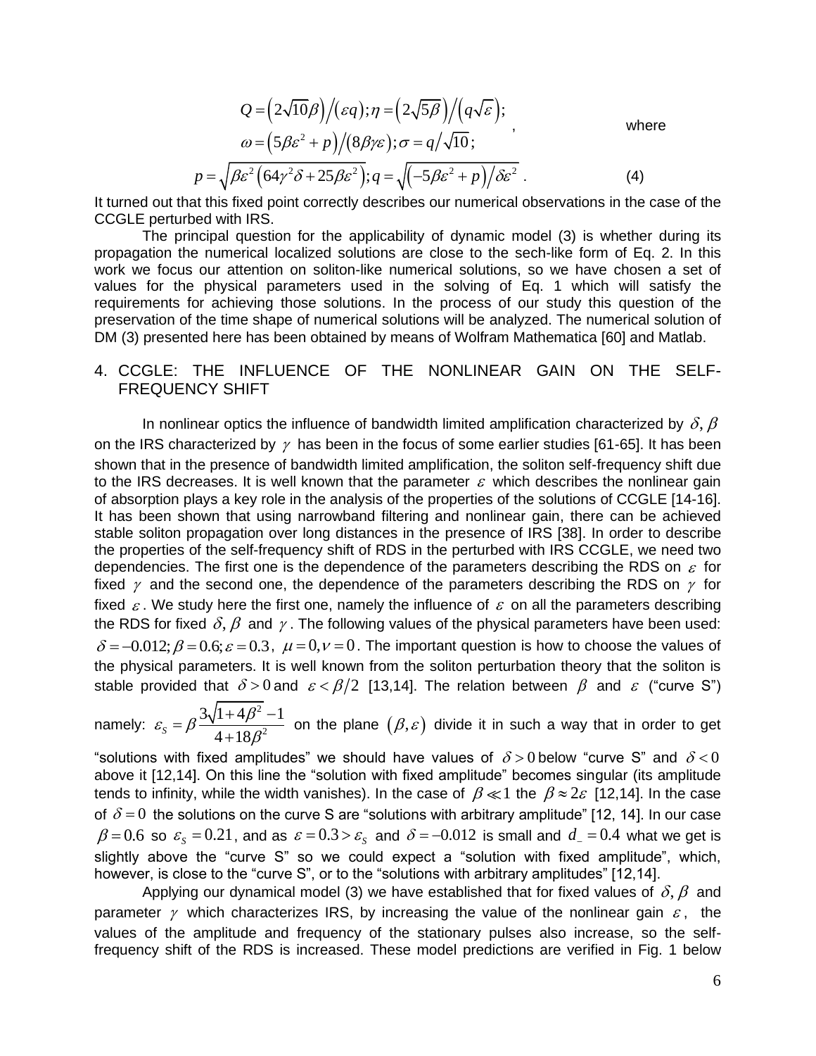$$Q = \left(2\sqrt{10}\beta\right)\big/\left(\varepsilon q\right); \eta = \left(2\sqrt{5\beta}\right)\big/\left(q\sqrt{\varepsilon}\right);$$
$$\omega = \left(5\beta\varepsilon^2 + p\right)\big/\left(8\beta\gamma\varepsilon\right); \sigma = q\big/\sqrt{10}; \quad \text{, where}$$
$$p = \sqrt{\beta\varepsilon^2\left(64\gamma^2\delta + 25\beta\varepsilon^2\right)}; q = \sqrt{\left(-5\beta\varepsilon^2 + p\right)\big/\delta\varepsilon^2} \; . \tag{4}$$

It turned out that this fixed point correctly describes our numerical observations in the case of the CCGLE perturbed with IRS.

The principal question for the applicability of dynamic model (3) is whether during its propagation the numerical localized solutions are close to the sech-like form of Eq. 2. In this work we focus our attention on soliton-like numerical solutions, so we have chosen a set of values for the physical parameters used in the solving of Eq. 1 which will satisfy the requirements for achieving those solutions. In the process of our study this question of the preservation of the time shape of numerical solutions will be analyzed. The numerical solution of DM (3) presented here has been obtained by means of Wolfram Mathematica [60] and Matlab.

## 4. CCGLE: THE INFLUENCE OF THE NONLINEAR GAIN ON THE SELF-FREQUENCY SHIFT

In nonlinear optics the influence of bandwidth limited amplification characterized by $\delta, \beta$ on the IRS characterized by $\gamma$ has been in the focus of some earlier studies [61-65]. It has been shown that in the presence of bandwidth limited amplification, the soliton self-frequency shift due to the IRS decreases. It is well known that the parameter $\varepsilon$ which describes the nonlinear gain of absorption plays a key role in the analysis of the properties of the solutions of CCGLE [14-16]. It has been shown that using narrowband filtering and nonlinear gain, there can be achieved stable soliton propagation over long distances in the presence of IRS [38]. In order to describe the properties of the self-frequency shift of RDS in the perturbed with IRS CCGLE, we need two dependencies. The first one is the dependence of the parameters describing the RDS on $\varepsilon$ for fixed $\gamma$ and the second one, the dependence of the parameters describing the RDS on $\gamma$ for fixed $\varepsilon$. We study here the first one, namely the influence of $\varepsilon$ on all the parameters describing the RDS for fixed $\delta, \beta$ and $\gamma$. The following values of the physical parameters have been used: $\delta = -0.012; \beta = 0.6; \varepsilon = 0.3$, $\mu = 0, \nu = 0$. The important question is how to choose the values of the physical parameters. It is well known from the soliton perturbation theory that the soliton is stable provided that $\delta > 0$ and $\varepsilon < \beta/2$ [13,14]. The relation between $\beta$ and $\varepsilon$ ("curve S") namely: $\varepsilon_S = \beta \dfrac{3\sqrt{1+4\beta^2} - 1}{4 + 18\beta^2}$ on the plane $(\beta, \varepsilon)$ divide it in such a way that in order to get "solutions with fixed amplitudes" we should have values of $\delta > 0$ below "curve S" and $\delta < 0$ above it [12,14]. On this line the "solution with fixed amplitude" becomes singular (its amplitude tends to infinity, while the width vanishes). In the case of $\beta \ll 1$ the $\beta \approx 2\varepsilon$ [12,14]. In the case of $\delta = 0$ the solutions on the curve S are "solutions with arbitrary amplitude" [12, 14]. In our case $\beta = 0.6$ so $\varepsilon_S = 0.21$, and as $\varepsilon = 0.3 > \varepsilon_S$ and $\delta = -0.012$ is small and $d_- = 0.4$ what we get is slightly above the "curve S" so we could expect a "solution with fixed amplitude", which, however, is close to the "curve S", or to the "solutions with arbitrary amplitudes" [12,14].

Applying our dynamical model (3) we have established that for fixed values of $\delta, \beta$ and parameter $\gamma$ which characterizes IRS, by increasing the value of the nonlinear gain $\varepsilon$, the values of the amplitude and frequency of the stationary pulses also increase, so the self-frequency shift of the RDS is increased. These model predictions are verified in Fig. 1 below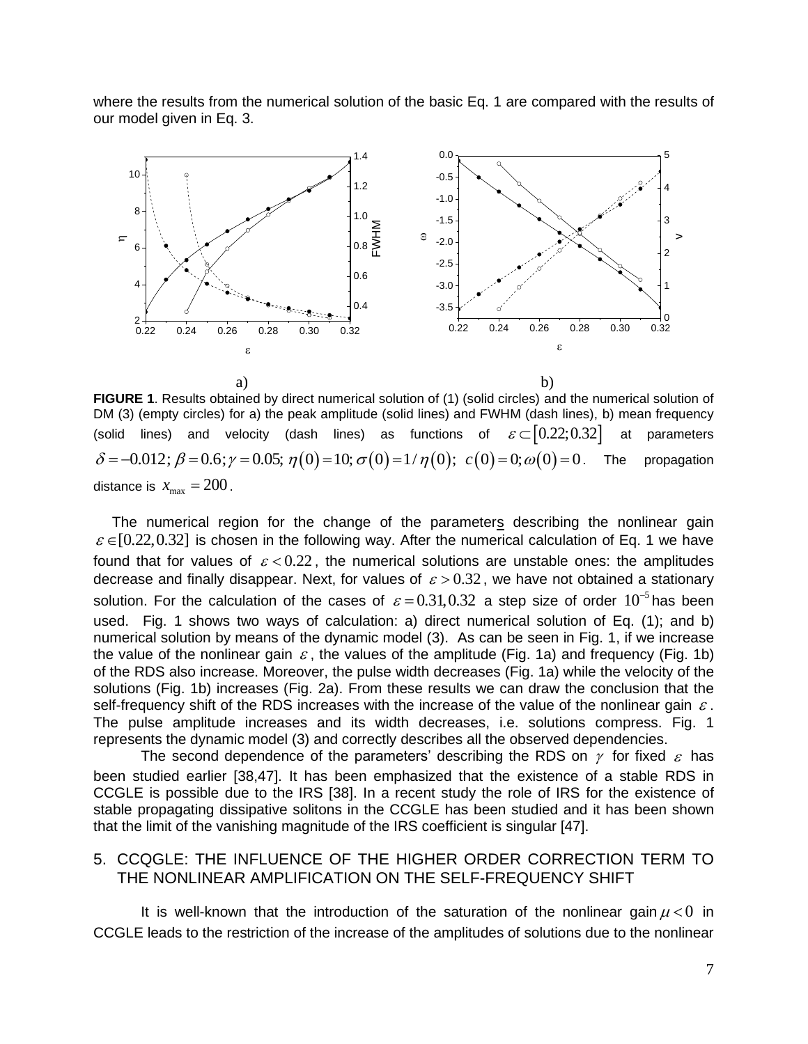where the results from the numerical solution of the basic Eq. 1 are compared with the results of our model given in Eq. 3.

a) b)

**FIGURE 1**. Results obtained by direct numerical solution of (1) (solid circles) and the numerical solution of DM (3) (empty circles) for a) the peak amplitude (solid lines) and FWHM (dash lines), b) mean frequency (solid lines) and velocity (dash lines) as functions of $\varepsilon \subset [0.22; 0.32]$ at parameters $\delta = -0.012; \beta = 0.6; \gamma = 0.05; \eta(0) = 10; \sigma(0) = 1/\eta(0); \ c(0) = 0; \omega(0) = 0$. The propagation distance is $x_{\max} = 200$.

The numerical region for the change of the parameters describing the nonlinear gain $\varepsilon \in [0.22, 0.32]$ is chosen in the following way. After the numerical calculation of Eq. 1 we have found that for values of $\varepsilon < 0.22$, the numerical solutions are unstable ones: the amplitudes decrease and finally disappear. Next, for values of $\varepsilon > 0.32$, we have not obtained a stationary solution. For the calculation of the cases of $\varepsilon = 0.31, 0.32$ a step size of order $10^{-5}$ has been used. Fig. 1 shows two ways of calculation: a) direct numerical solution of Eq. (1); and b) numerical solution by means of the dynamic model (3). As can be seen in Fig. 1, if we increase the value of the nonlinear gain $\varepsilon$, the values of the amplitude (Fig. 1a) and frequency (Fig. 1b) of the RDS also increase. Moreover, the pulse width decreases (Fig. 1a) while the velocity of the solutions (Fig. 1b) increases (Fig. 2a). From these results we can draw the conclusion that the self-frequency shift of the RDS increases with the increase of the value of the nonlinear gain $\varepsilon$. The pulse amplitude increases and its width decreases, i.e. solutions compress. Fig. 1 represents the dynamic model (3) and correctly describes all the observed dependencies.

The second dependence of the parameters' describing the RDS on $\gamma$ for fixed $\varepsilon$ has been studied earlier [38,47]. It has been emphasized that the existence of a stable RDS in CCGLE is possible due to the IRS [38]. In a recent study the role of IRS for the existence of stable propagating dissipative solitons in the CCGLE has been studied and it has been shown that the limit of the vanishing magnitude of the IRS coefficient is singular [47].

## 5. CCQGLE: THE INFLUENCE OF THE HIGHER ORDER CORRECTION TERM TO THE NONLINEAR AMPLIFICATION ON THE SELF-FREQUENCY SHIFT

It is well-known that the introduction of the saturation of the nonlinear gain $\mu < 0$ in CCGLE leads to the restriction of the increase of the amplitudes of solutions due to the nonlinear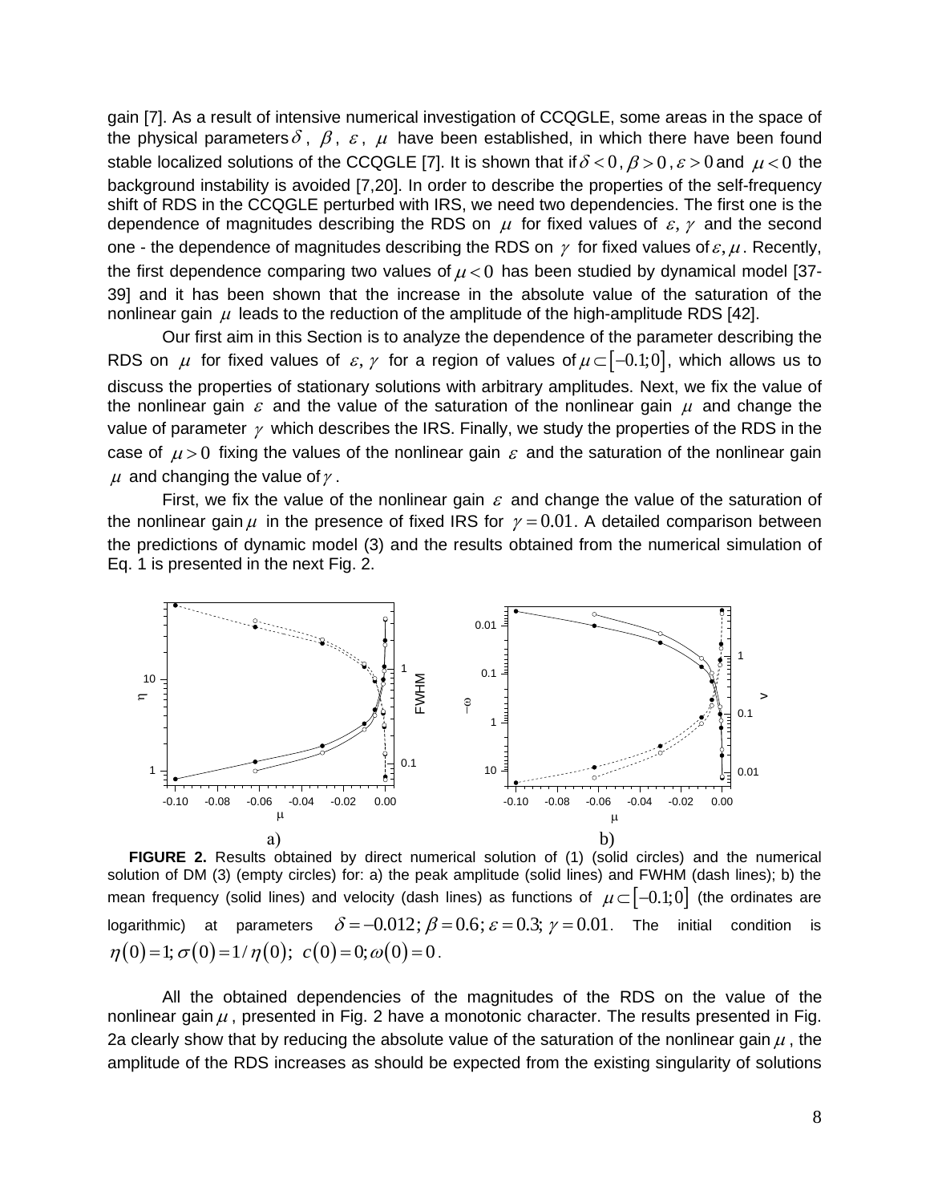gain [7]. As a result of intensive numerical investigation of CCQGLE, some areas in the space of the physical parameters $\delta$, $\beta$, $\varepsilon$, $\mu$ have been established, in which there have been found stable localized solutions of the CCQGLE [7]. It is shown that if $\delta < 0$, $\beta > 0$, $\varepsilon > 0$ and $\mu < 0$ the background instability is avoided [7,20]. In order to describe the properties of the self-frequency shift of RDS in the CCQGLE perturbed with IRS, we need two dependencies. The first one is the dependence of magnitudes describing the RDS on $\mu$ for fixed values of $\varepsilon, \gamma$ and the second one - the dependence of magnitudes describing the RDS on $\gamma$ for fixed values of $\varepsilon, \mu$. Recently, the first dependence comparing two values of $\mu < 0$ has been studied by dynamical model [37-39] and it has been shown that the increase in the absolute value of the saturation of the nonlinear gain $\mu$ leads to the reduction of the amplitude of the high-amplitude RDS [42].

Our first aim in this Section is to analyze the dependence of the parameter describing the RDS on $\mu$ for fixed values of $\varepsilon, \gamma$ for a region of values of $\mu \subset [-0.1;0]$, which allows us to discuss the properties of stationary solutions with arbitrary amplitudes. Next, we fix the value of the nonlinear gain $\varepsilon$ and the value of the saturation of the nonlinear gain $\mu$ and change the value of parameter $\gamma$ which describes the IRS. Finally, we study the properties of the RDS in the case of $\mu > 0$ fixing the values of the nonlinear gain $\varepsilon$ and the saturation of the nonlinear gain $\mu$ and changing the value of $\gamma$.

First, we fix the value of the nonlinear gain $\varepsilon$ and change the value of the saturation of the nonlinear gain $\mu$ in the presence of fixed IRS for $\gamma = 0.01$. A detailed comparison between the predictions of dynamic model (3) and the results obtained from the numerical simulation of Eq. 1 is presented in the next Fig. 2.

**FIGURE 2.** Results obtained by direct numerical solution of (1) (solid circles) and the numerical solution of DM (3) (empty circles) for: a) the peak amplitude (solid lines) and FWHM (dash lines); b) the mean frequency (solid lines) and velocity (dash lines) as functions of $\mu \subset [-0.1;0]$ (the ordinates are logarithmic) at parameters $\delta = -0.012; \beta = 0.6; \varepsilon = 0.3; \gamma = 0.01$. The initial condition is $\eta(0) = 1; \sigma(0) = 1/\eta(0); \; c(0) = 0; \omega(0) = 0$.

All the obtained dependencies of the magnitudes of the RDS on the value of the nonlinear gain $\mu$, presented in Fig. 2 have a monotonic character. The results presented in Fig. 2a clearly show that by reducing the absolute value of the saturation of the nonlinear gain $\mu$, the amplitude of the RDS increases as should be expected from the existing singularity of solutions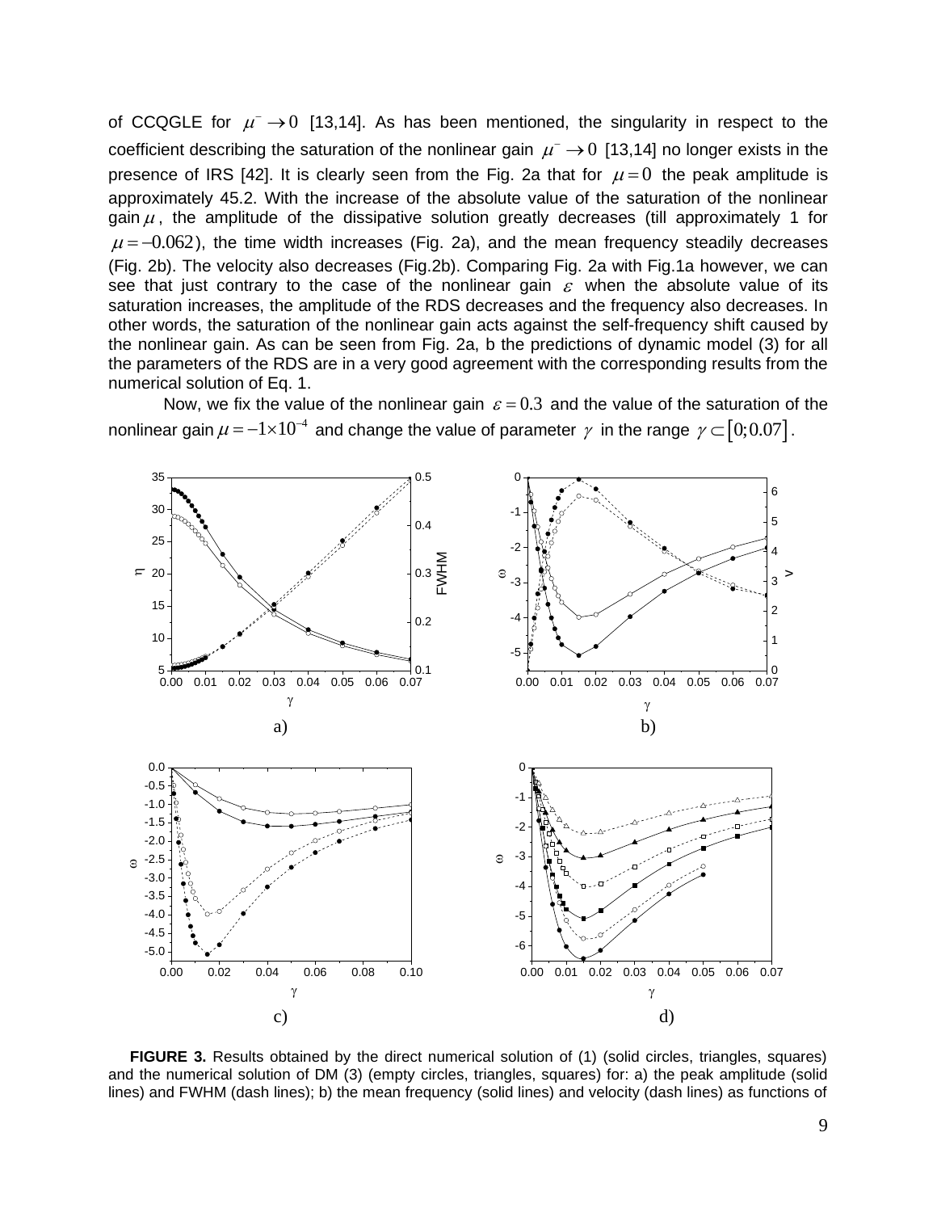of CCQGLE for $\mu^{-} \to 0$ [13,14]. As has been mentioned, the singularity in respect to the coefficient describing the saturation of the nonlinear gain $\mu^{-} \to 0$ [13,14] no longer exists in the presence of IRS [42]. It is clearly seen from the Fig. 2a that for $\mu = 0$ the peak amplitude is approximately 45.2. With the increase of the absolute value of the saturation of the nonlinear gain $\mu$, the amplitude of the dissipative solution greatly decreases (till approximately 1 for $\mu = -0.062$), the time width increases (Fig. 2a), and the mean frequency steadily decreases (Fig. 2b). The velocity also decreases (Fig.2b). Comparing Fig. 2a with Fig.1a however, we can see that just contrary to the case of the nonlinear gain $\varepsilon$ when the absolute value of its saturation increases, the amplitude of the RDS decreases and the frequency also decreases. In other words, the saturation of the nonlinear gain acts against the self-frequency shift caused by the nonlinear gain. As can be seen from Fig. 2a, b the predictions of dynamic model (3) for all the parameters of the RDS are in a very good agreement with the corresponding results from the numerical solution of Eq. 1.

Now, we fix the value of the nonlinear gain $\varepsilon = 0.3$ and the value of the saturation of the nonlinear gain $\mu = -1 \times 10^{-4}$ and change the value of parameter $\gamma$ in the range $\gamma \subset [0; 0.07]$.

a) b)

c) d)

**FIGURE 3.** Results obtained by the direct numerical solution of (1) (solid circles, triangles, squares) and the numerical solution of DM (3) (empty circles, triangles, squares) for: a) the peak amplitude (solid lines) and FWHM (dash lines); b) the mean frequency (solid lines) and velocity (dash lines) as functions of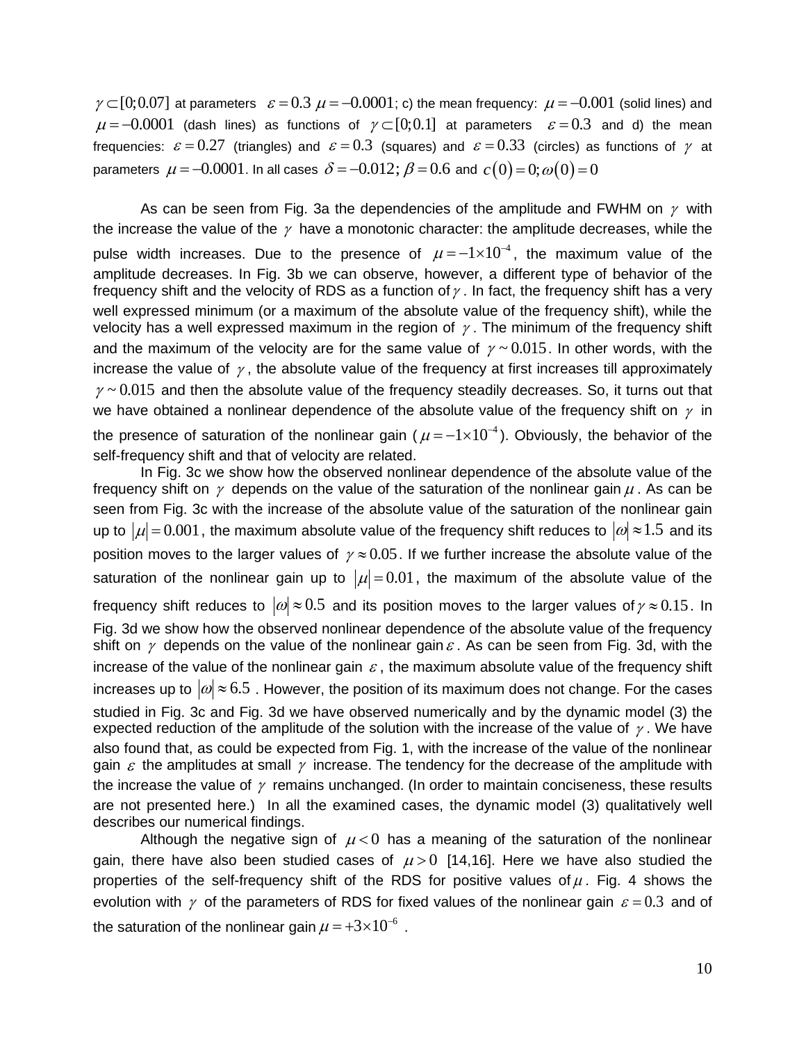$\gamma \subset [0;0.07]$ at parameters $\varepsilon = 0.3$ $\mu = -0.0001$; c) the mean frequency: $\mu = -0.001$ (solid lines) and $\mu = -0.0001$ (dash lines) as functions of $\gamma \subset [0;0.1]$ at parameters $\varepsilon = 0.3$ and d) the mean frequencies: $\varepsilon = 0.27$ (triangles) and $\varepsilon = 0.3$ (squares) and $\varepsilon = 0.33$ (circles) as functions of $\gamma$ at parameters $\mu = -0.0001$. In all cases $\delta = -0.012; \beta = 0.6$ and $c(0) = 0; \omega(0) = 0$

As can be seen from Fig. 3a the dependencies of the amplitude and FWHM on $\gamma$ with the increase the value of the $\gamma$ have a monotonic character: the amplitude decreases, while the pulse width increases. Due to the presence of $\mu = -1 \times 10^{-4}$, the maximum value of the amplitude decreases. In Fig. 3b we can observe, however, a different type of behavior of the frequency shift and the velocity of RDS as a function of $\gamma$. In fact, the frequency shift has a very well expressed minimum (or a maximum of the absolute value of the frequency shift), while the velocity has a well expressed maximum in the region of $\gamma$. The minimum of the frequency shift and the maximum of the velocity are for the same value of $\gamma \sim 0.015$. In other words, with the increase the value of $\gamma$, the absolute value of the frequency at first increases till approximately $\gamma \sim 0.015$ and then the absolute value of the frequency steadily decreases. So, it turns out that we have obtained a nonlinear dependence of the absolute value of the frequency shift on $\gamma$ in the presence of saturation of the nonlinear gain ($\mu = -1 \times 10^{-4}$). Obviously, the behavior of the self-frequency shift and that of velocity are related.

In Fig. 3c we show how the observed nonlinear dependence of the absolute value of the frequency shift on $\gamma$ depends on the value of the saturation of the nonlinear gain $\mu$. As can be seen from Fig. 3c with the increase of the absolute value of the saturation of the nonlinear gain up to $|\mu| = 0.001$, the maximum absolute value of the frequency shift reduces to $|\omega| \approx 1.5$ and its position moves to the larger values of $\gamma \approx 0.05$. If we further increase the absolute value of the saturation of the nonlinear gain up to $|\mu| = 0.01$, the maximum of the absolute value of the frequency shift reduces to $|\omega| \approx 0.5$ and its position moves to the larger values of $\gamma \approx 0.15$. In Fig. 3d we show how the observed nonlinear dependence of the absolute value of the frequency shift on $\gamma$ depends on the value of the nonlinear gain $\varepsilon$. As can be seen from Fig. 3d, with the increase of the value of the nonlinear gain $\varepsilon$, the maximum absolute value of the frequency shift increases up to $|\omega| \approx 6.5$. However, the position of its maximum does not change. For the cases studied in Fig. 3c and Fig. 3d we have observed numerically and by the dynamic model (3) the expected reduction of the amplitude of the solution with the increase of the value of $\gamma$. We have also found that, as could be expected from Fig. 1, with the increase of the value of the nonlinear gain $\varepsilon$ the amplitudes at small $\gamma$ increase. The tendency for the decrease of the amplitude with the increase the value of $\gamma$ remains unchanged. (In order to maintain conciseness, these results are not presented here.) In all the examined cases, the dynamic model (3) qualitatively well describes our numerical findings.

Although the negative sign of $\mu < 0$ has a meaning of the saturation of the nonlinear gain, there have also been studied cases of $\mu > 0$ [14,16]. Here we have also studied the properties of the self-frequency shift of the RDS for positive values of $\mu$. Fig. 4 shows the evolution with $\gamma$ of the parameters of RDS for fixed values of the nonlinear gain $\varepsilon = 0.3$ and of the saturation of the nonlinear gain $\mu = +3 \times 10^{-6}$ .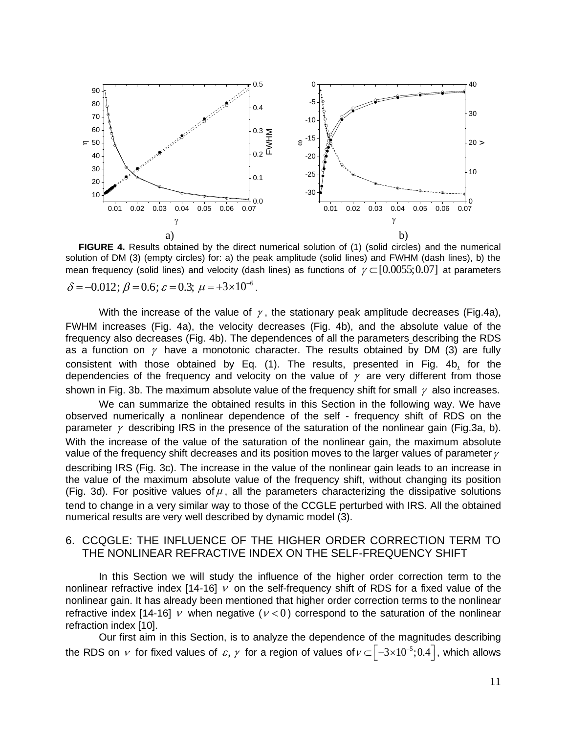**FIGURE 4.** Results obtained by the direct numerical solution of (1) (solid circles) and the numerical solution of DM (3) (empty circles) for: a) the peak amplitude (solid lines) and FWHM (dash lines), b) the mean frequency (solid lines) and velocity (dash lines) as functions of $\gamma \subset [0.0055; 0.07]$ at parameters $\delta = -0.012$; $\beta = 0.6$; $\varepsilon = 0.3$; $\mu = +3\times10^{-6}$.

With the increase of the value of $\gamma$, the stationary peak amplitude decreases (Fig.4a), FWHM increases (Fig. 4a), the velocity decreases (Fig. 4b), and the absolute value of the frequency also decreases (Fig. 4b). The dependences of all the parameters describing the RDS as a function on $\gamma$ have a monotonic character. The results obtained by DM (3) are fully consistent with those obtained by Eq. (1). The results, presented in Fig. 4b, for the dependencies of the frequency and velocity on the value of $\gamma$ are very different from those shown in Fig. 3b. The maximum absolute value of the frequency shift for small $\gamma$ also increases.

We can summarize the obtained results in this Section in the following way. We have observed numerically a nonlinear dependence of the self - frequency shift of RDS on the parameter $\gamma$ describing IRS in the presence of the saturation of the nonlinear gain (Fig.3a, b). With the increase of the value of the saturation of the nonlinear gain, the maximum absolute value of the frequency shift decreases and its position moves to the larger values of parameter $\gamma$ describing IRS (Fig. 3c). The increase in the value of the nonlinear gain leads to an increase in the value of the maximum absolute value of the frequency shift, without changing its position (Fig. 3d). For positive values of $\mu$, all the parameters characterizing the dissipative solutions tend to change in a very similar way to those of the CCGLE perturbed with IRS. All the obtained numerical results are very well described by dynamic model (3).

## 6. CCQGLE: THE INFLUENCE OF THE HIGHER ORDER CORRECTION TERM TO THE NONLINEAR REFRACTIVE INDEX ON THE SELF-FREQUENCY SHIFT

In this Section we will study the influence of the higher order correction term to the nonlinear refractive index [14-16] $\nu$ on the self-frequency shift of RDS for a fixed value of the nonlinear gain. It has already been mentioned that higher order correction terms to the nonlinear refractive index [14-16] $\nu$ when negative ($\nu < 0$) correspond to the saturation of the nonlinear refraction index [10].

Our first aim in this Section, is to analyze the dependence of the magnitudes describing the RDS on $\nu$ for fixed values of $\varepsilon, \gamma$ for a region of values of $\nu \subset \left[-3\times10^{-5}; 0.4\right]$, which allows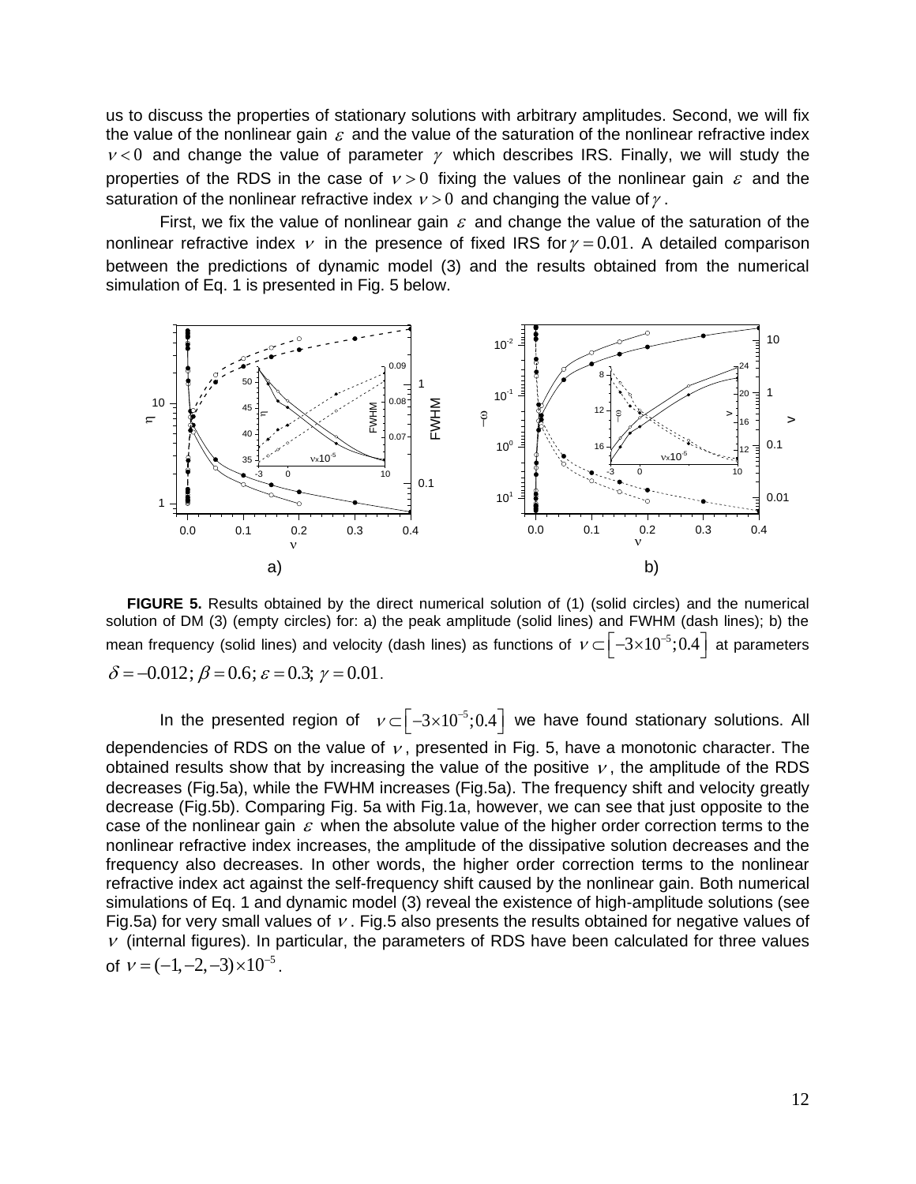us to discuss the properties of stationary solutions with arbitrary amplitudes. Second, we will fix the value of the nonlinear gain $\varepsilon$ and the value of the saturation of the nonlinear refractive index $\nu < 0$ and change the value of parameter $\gamma$ which describes IRS. Finally, we will study the properties of the RDS in the case of $\nu > 0$ fixing the values of the nonlinear gain $\varepsilon$ and the saturation of the nonlinear refractive index $\nu > 0$ and changing the value of $\gamma$.

First, we fix the value of nonlinear gain $\varepsilon$ and change the value of the saturation of the nonlinear refractive index $\nu$ in the presence of fixed IRS for $\gamma = 0.01$. A detailed comparison between the predictions of dynamic model (3) and the results obtained from the numerical simulation of Eq. 1 is presented in Fig. 5 below.

**FIGURE 5.** Results obtained by the direct numerical solution of (1) (solid circles) and the numerical solution of DM (3) (empty circles) for: a) the peak amplitude (solid lines) and FWHM (dash lines); b) the mean frequency (solid lines) and velocity (dash lines) as functions of $\nu \subset \left[-3\times10^{-5};0.4\right]$ at parameters $\delta = -0.012;\, \beta = 0.6;\, \varepsilon = 0.3;\, \gamma = 0.01$.

In the presented region of $\nu \subset \left[-3\times10^{-5};0.4\right]$ we have found stationary solutions. All dependencies of RDS on the value of $\nu$, presented in Fig. 5, have a monotonic character. The obtained results show that by increasing the value of the positive $\nu$, the amplitude of the RDS decreases (Fig.5a), while the FWHM increases (Fig.5a). The frequency shift and velocity greatly decrease (Fig.5b). Comparing Fig. 5a with Fig.1a, however, we can see that just opposite to the case of the nonlinear gain $\varepsilon$ when the absolute value of the higher order correction terms to the nonlinear refractive index increases, the amplitude of the dissipative solution decreases and the frequency also decreases. In other words, the higher order correction terms to the nonlinear refractive index act against the self-frequency shift caused by the nonlinear gain. Both numerical simulations of Eq. 1 and dynamic model (3) reveal the existence of high-amplitude solutions (see Fig.5a) for very small values of $\nu$. Fig.5 also presents the results obtained for negative values of $\nu$ (internal figures). In particular, the parameters of RDS have been calculated for three values of $\nu = (-1,-2,-3)\times10^{-5}$.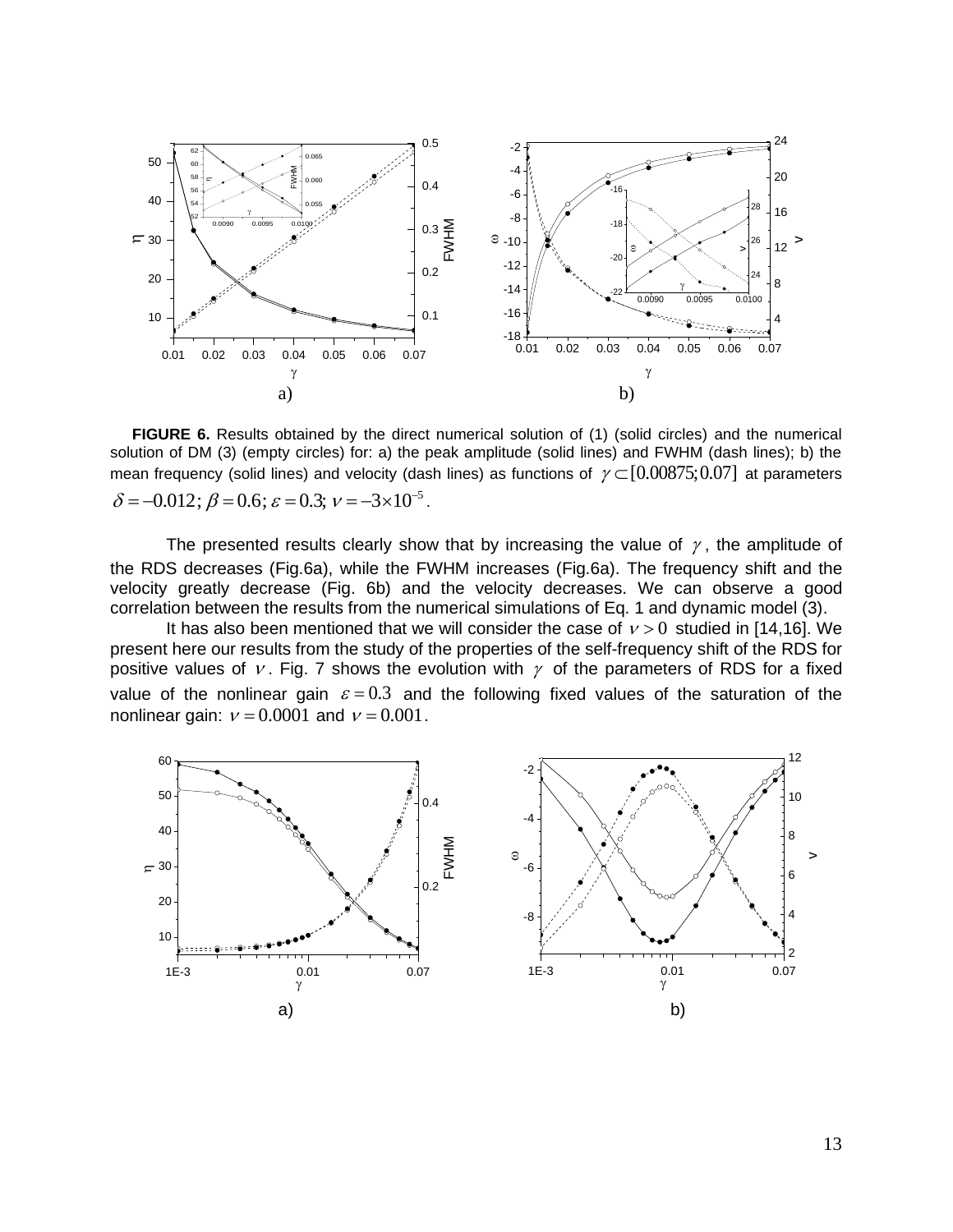**FIGURE 6.** Results obtained by the direct numerical solution of (1) (solid circles) and the numerical solution of DM (3) (empty circles) for: a) the peak amplitude (solid lines) and FWHM (dash lines); b) the mean frequency (solid lines) and velocity (dash lines) as functions of $\gamma \subset [0.00875; 0.07]$ at parameters $\delta = -0.012$; $\beta = 0.6$; $\varepsilon = 0.3$; $\nu = -3\times10^{-5}$.

The presented results clearly show that by increasing the value of $\gamma$, the amplitude of the RDS decreases (Fig.6a), while the FWHM increases (Fig.6a). The frequency shift and the velocity greatly decrease (Fig. 6b) and the velocity decreases. We can observe a good correlation between the results from the numerical simulations of Eq. 1 and dynamic model (3).

It has also been mentioned that we will consider the case of $\nu > 0$ studied in [14,16]. We present here our results from the study of the properties of the self-frequency shift of the RDS for positive values of $\nu$. Fig. 7 shows the evolution with $\gamma$ of the parameters of RDS for a fixed value of the nonlinear gain $\varepsilon = 0.3$ and the following fixed values of the saturation of the nonlinear gain: $\nu = 0.0001$ and $\nu = 0.001$.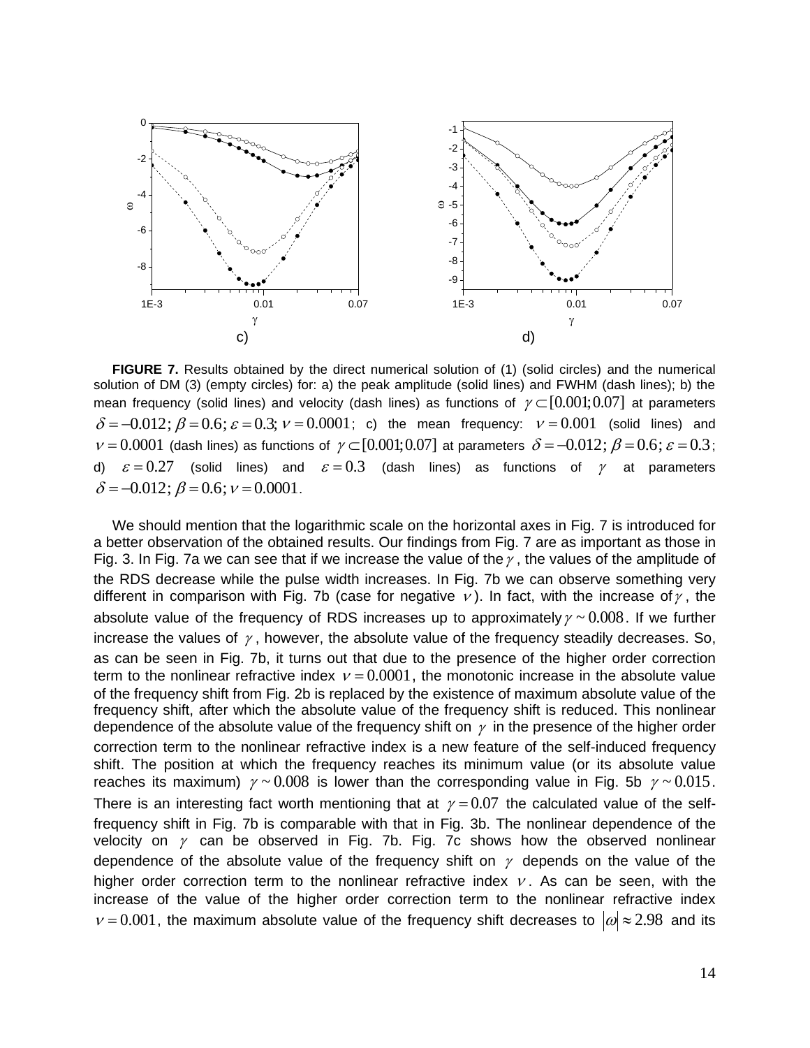**FIGURE 7.** Results obtained by the direct numerical solution of (1) (solid circles) and the numerical solution of DM (3) (empty circles) for: a) the peak amplitude (solid lines) and FWHM (dash lines); b) the mean frequency (solid lines) and velocity (dash lines) as functions of $\gamma \subset [0.001; 0.07]$ at parameters $\delta = -0.012; \beta = 0.6; \varepsilon = 0.3; \nu = 0.0001$; c) the mean frequency: $\nu = 0.001$ (solid lines) and $\nu = 0.0001$ (dash lines) as functions of $\gamma \subset [0.001; 0.07]$ at parameters $\delta = -0.012; \beta = 0.6; \varepsilon = 0.3$; d) $\varepsilon = 0.27$ (solid lines) and $\varepsilon = 0.3$ (dash lines) as functions of $\gamma$ at parameters $\delta = -0.012; \beta = 0.6; \nu = 0.0001$.

We should mention that the logarithmic scale on the horizontal axes in Fig. 7 is introduced for a better observation of the obtained results. Our findings from Fig. 7 are as important as those in Fig. 3. In Fig. 7a we can see that if we increase the value of the $\gamma$, the values of the amplitude of the RDS decrease while the pulse width increases. In Fig. 7b we can observe something very different in comparison with Fig. 7b (case for negative $\nu$). In fact, with the increase of $\gamma$, the absolute value of the frequency of RDS increases up to approximately $\gamma \sim 0.008$. If we further increase the values of $\gamma$, however, the absolute value of the frequency steadily decreases. So, as can be seen in Fig. 7b, it turns out that due to the presence of the higher order correction term to the nonlinear refractive index $\nu = 0.0001$, the monotonic increase in the absolute value of the frequency shift from Fig. 2b is replaced by the existence of maximum absolute value of the frequency shift, after which the absolute value of the frequency shift is reduced. This nonlinear dependence of the absolute value of the frequency shift on $\gamma$ in the presence of the higher order correction term to the nonlinear refractive index is a new feature of the self-induced frequency shift. The position at which the frequency reaches its minimum value (or its absolute value reaches its maximum) $\gamma \sim 0.008$ is lower than the corresponding value in Fig. 5b $\gamma \sim 0.015$. There is an interesting fact worth mentioning that at $\gamma = 0.07$ the calculated value of the self-frequency shift in Fig. 7b is comparable with that in Fig. 3b. The nonlinear dependence of the velocity on $\gamma$ can be observed in Fig. 7b. Fig. 7c shows how the observed nonlinear dependence of the absolute value of the frequency shift on $\gamma$ depends on the value of the higher order correction term to the nonlinear refractive index $\nu$. As can be seen, with the increase of the value of the higher order correction term to the nonlinear refractive index $\nu = 0.001$, the maximum absolute value of the frequency shift decreases to $|\omega| \approx 2.98$ and its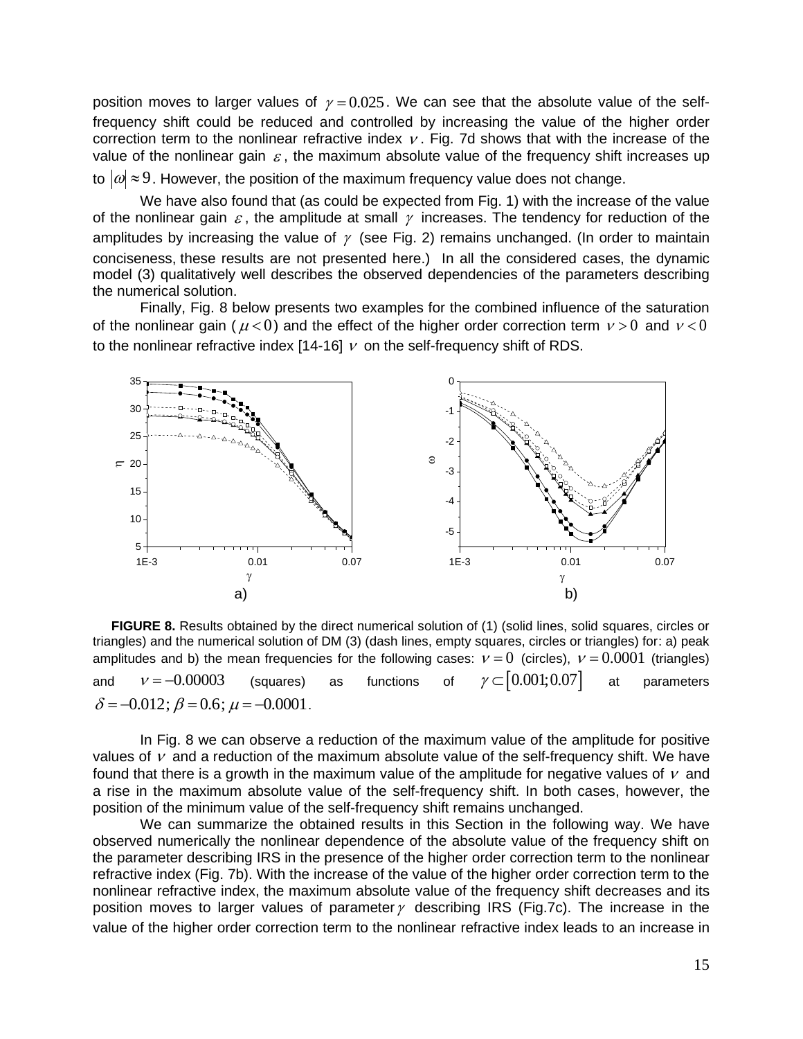position moves to larger values of $\gamma = 0.025$. We can see that the absolute value of the self-frequency shift could be reduced and controlled by increasing the value of the higher order correction term to the nonlinear refractive index $\nu$. Fig. 7d shows that with the increase of the value of the nonlinear gain $\varepsilon$, the maximum absolute value of the frequency shift increases up to $|\omega| \approx 9$. However, the position of the maximum frequency value does not change.

We have also found that (as could be expected from Fig. 1) with the increase of the value of the nonlinear gain $\varepsilon$, the amplitude at small $\gamma$ increases. The tendency for reduction of the amplitudes by increasing the value of $\gamma$ (see Fig. 2) remains unchanged. (In order to maintain conciseness, these results are not presented here.) In all the considered cases, the dynamic model (3) qualitatively well describes the observed dependencies of the parameters describing the numerical solution.

Finally, Fig. 8 below presents two examples for the combined influence of the saturation of the nonlinear gain ($\mu < 0$) and the effect of the higher order correction term $\nu > 0$ and $\nu < 0$ to the nonlinear refractive index [14-16] $\nu$ on the self-frequency shift of RDS.

**FIGURE 8.** Results obtained by the direct numerical solution of (1) (solid lines, solid squares, circles or triangles) and the numerical solution of DM (3) (dash lines, empty squares, circles or triangles) for: a) peak amplitudes and b) the mean frequencies for the following cases: $\nu = 0$ (circles), $\nu = 0.0001$ (triangles) and $\nu = -0.00003$ (squares) as functions of $\gamma \subset [0.001; 0.07]$ at parameters $\delta = -0.012; \beta = 0.6; \mu = -0.0001$.

In Fig. 8 we can observe a reduction of the maximum value of the amplitude for positive values of $\nu$ and a reduction of the maximum absolute value of the self-frequency shift. We have found that there is a growth in the maximum value of the amplitude for negative values of $\nu$ and a rise in the maximum absolute value of the self-frequency shift. In both cases, however, the position of the minimum value of the self-frequency shift remains unchanged.

We can summarize the obtained results in this Section in the following way. We have observed numerically the nonlinear dependence of the absolute value of the frequency shift on the parameter describing IRS in the presence of the higher order correction term to the nonlinear refractive index (Fig. 7b). With the increase of the value of the higher order correction term to the nonlinear refractive index, the maximum absolute value of the frequency shift decreases and its position moves to larger values of parameter $\gamma$ describing IRS (Fig.7c). The increase in the value of the higher order correction term to the nonlinear refractive index leads to an increase in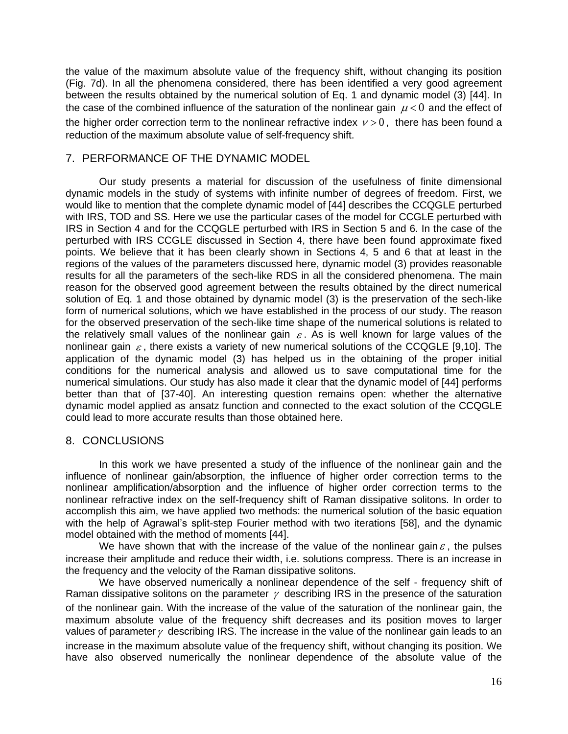the value of the maximum absolute value of the frequency shift, without changing its position (Fig. 7d). In all the phenomena considered, there has been identified a very good agreement between the results obtained by the numerical solution of Eq. 1 and dynamic model (3) [44]. In the case of the combined influence of the saturation of the nonlinear gain $\mu < 0$ and the effect of the higher order correction term to the nonlinear refractive index $\nu > 0$, there has been found a reduction of the maximum absolute value of self-frequency shift.

## 7. PERFORMANCE OF THE DYNAMIC MODEL

Our study presents a material for discussion of the usefulness of finite dimensional dynamic models in the study of systems with infinite number of degrees of freedom. First, we would like to mention that the complete dynamic model of [44] describes the CCQGLE perturbed with IRS, TOD and SS. Here we use the particular cases of the model for CCGLE perturbed with IRS in Section 4 and for the CCQGLE perturbed with IRS in Section 5 and 6. In the case of the perturbed with IRS CCGLE discussed in Section 4, there have been found approximate fixed points. We believe that it has been clearly shown in Sections 4, 5 and 6 that at least in the regions of the values of the parameters discussed here, dynamic model (3) provides reasonable results for all the parameters of the sech-like RDS in all the considered phenomena. The main reason for the observed good agreement between the results obtained by the direct numerical solution of Eq. 1 and those obtained by dynamic model (3) is the preservation of the sech-like form of numerical solutions, which we have established in the process of our study. The reason for the observed preservation of the sech-like time shape of the numerical solutions is related to the relatively small values of the nonlinear gain $\varepsilon$. As is well known for large values of the nonlinear gain $\varepsilon$, there exists a variety of new numerical solutions of the CCQGLE [9,10]. The application of the dynamic model (3) has helped us in the obtaining of the proper initial conditions for the numerical analysis and allowed us to save computational time for the numerical simulations. Our study has also made it clear that the dynamic model of [44] performs better than that of [37-40]. An interesting question remains open: whether the alternative dynamic model applied as ansatz function and connected to the exact solution of the CCQGLE could lead to more accurate results than those obtained here.

## 8. CONCLUSIONS

In this work we have presented a study of the influence of the nonlinear gain and the influence of nonlinear gain/absorption, the influence of higher order correction terms to the nonlinear amplification/absorption and the influence of higher order correction terms to the nonlinear refractive index on the self-frequency shift of Raman dissipative solitons. In order to accomplish this aim, we have applied two methods: the numerical solution of the basic equation with the help of Agrawal's split-step Fourier method with two iterations [58], and the dynamic model obtained with the method of moments [44].

We have shown that with the increase of the value of the nonlinear gain $\varepsilon$, the pulses increase their amplitude and reduce their width, i.e. solutions compress. There is an increase in the frequency and the velocity of the Raman dissipative solitons.

We have observed numerically a nonlinear dependence of the self - frequency shift of Raman dissipative solitons on the parameter $\gamma$ describing IRS in the presence of the saturation of the nonlinear gain. With the increase of the value of the saturation of the nonlinear gain, the maximum absolute value of the frequency shift decreases and its position moves to larger values of parameter $\gamma$ describing IRS. The increase in the value of the nonlinear gain leads to an increase in the maximum absolute value of the frequency shift, without changing its position. We have also observed numerically the nonlinear dependence of the absolute value of the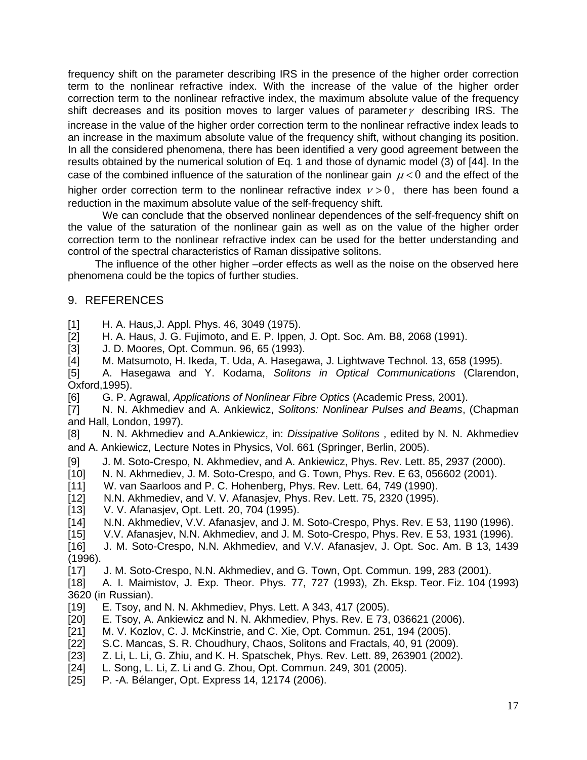frequency shift on the parameter describing IRS in the presence of the higher order correction term to the nonlinear refractive index. With the increase of the value of the higher order correction term to the nonlinear refractive index, the maximum absolute value of the frequency shift decreases and its position moves to larger values of parameter $\gamma$ describing IRS. The increase in the value of the higher order correction term to the nonlinear refractive index leads to an increase in the maximum absolute value of the frequency shift, without changing its position. In all the considered phenomena, there has been identified a very good agreement between the results obtained by the numerical solution of Eq. 1 and those of dynamic model (3) of [44]. In the case of the combined influence of the saturation of the nonlinear gain $\mu < 0$ and the effect of the higher order correction term to the nonlinear refractive index $\nu > 0$, there has been found a reduction in the maximum absolute value of the self-frequency shift.

We can conclude that the observed nonlinear dependences of the self-frequency shift on the value of the saturation of the nonlinear gain as well as on the value of the higher order correction term to the nonlinear refractive index can be used for the better understanding and control of the spectral characteristics of Raman dissipative solitons.

The influence of the other higher –order effects as well as the noise on the observed here phenomena could be the topics of further studies.

## 9. REFERENCES

[1] H. A. Haus,J. Appl. Phys. 46, 3049 (1975).

[2] H. A. Haus, J. G. Fujimoto, and E. P. Ippen, J. Opt. Soc. Am. B8, 2068 (1991).

[3] J. D. Moores, Opt. Commun. 96, 65 (1993).

[4] M. Matsumoto, H. Ikeda, T. Uda, A. Hasegawa, J. Lightwave Technol. 13, 658 (1995).

[5] A. Hasegawa and Y. Kodama, *Solitons in Optical Communications* (Clarendon, Oxford,1995).

[6] G. P. Agrawal, *Applications of Nonlinear Fibre Optics* (Academic Press, 2001).

[7] N. N. Akhmediev and A. Ankiewicz, *Solitons: Nonlinear Pulses and Beams*, (Chapman and Hall, London, 1997).

[8] N. N. Akhmediev and A.Ankiewicz, in: *Dissipative Solitons* , edited by N. N. Akhmediev and A. Ankiewicz, Lecture Notes in Physics, Vol. 661 (Springer, Berlin, 2005).

[9] J. M. Soto-Crespo, N. Akhmediev, and A. Ankiewicz, Phys. Rev. Lett. 85, 2937 (2000).

[10] N. N. Akhmediev, J. M. Soto-Crespo, and G. Town, Phys. Rev. E 63, 056602 (2001).

[11] W. van Saarloos and P. C. Hohenberg, Phys. Rev. Lett. 64, 749 (1990).

[12] N.N. Akhmediev, and V. V. Afanasjev, Phys. Rev. Lett. 75, 2320 (1995).

[13] V. V. Afanasjev, Opt. Lett. 20, 704 (1995).

[14] N.N. Akhmediev, V.V. Afanasjev, and J. M. Soto-Crespo, Phys. Rev. E 53, 1190 (1996).

[15] V.V. Afanasjev, N.N. Akhmediev, and J. M. Soto-Crespo, Phys. Rev. E 53, 1931 (1996).

[16] J. M. Soto-Crespo, N.N. Akhmediev, and V.V. Afanasjev, J. Opt. Soc. Am. B 13, 1439 (1996).

[17] J. M. Soto-Crespo, N.N. Akhmediev, and G. Town, Opt. Commun. 199, 283 (2001).

[18] A. I. Maimistov, J. Exp. Theor. Phys. 77, 727 (1993), Zh. Eksp. Teor. Fiz. 104 (1993) 3620 (in Russian).

[19] E. Tsoy, and N. N. Akhmediev, Phys. Lett. A 343, 417 (2005).

[20] E. Tsoy, A. Ankiewicz and N. N. Akhmediev, Phys. Rev. E 73, 036621 (2006).

[21] M. V. Kozlov, C. J. McKinstrie, and C. Xie, Opt. Commun. 251, 194 (2005).

[22] S.C. Mancas, S. R. Choudhury, Chaos, Solitons and Fractals, 40, 91 (2009).

[23] Z. Li, L. Li, G. Zhiu, and K. H. Spatschek, Phys. Rev. Lett. 89, 263901 (2002).

[24] L. Song, L. Li, Z. Li and G. Zhou, Opt. Commun. 249, 301 (2005).

[25] P. -A. Bélanger, Opt. Express 14, 12174 (2006).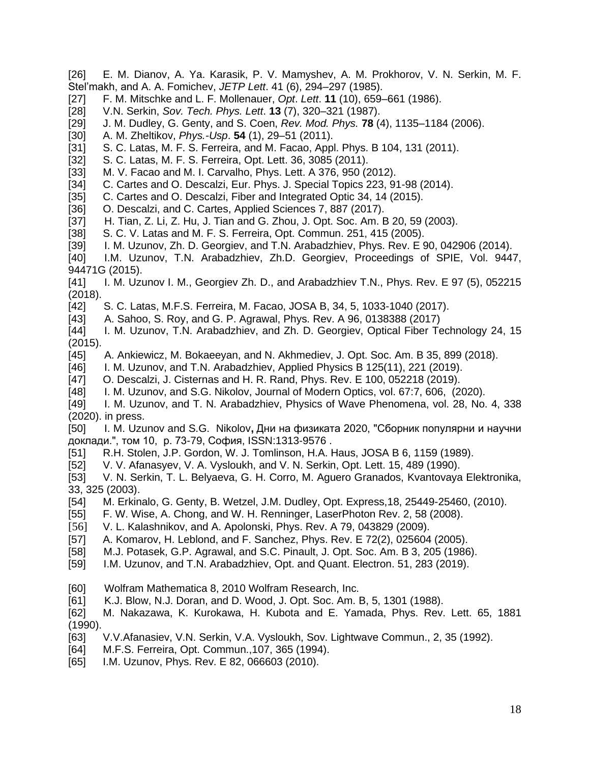[26] E. M. Dianov, A. Ya. Karasik, P. V. Mamyshev, A. M. Prokhorov, V. N. Serkin, M. F. Stel'makh, and A. A. Fomichev, *JETP Lett*. 41 (6), 294–297 (1985).
[27] F. M. Mitschke and L. F. Mollenauer, *Opt*. *Lett*. **11** (10), 659–661 (1986).
[28] V.N. Serkin, *Sov. Tech. Phys. Lett*. **13** (7), 320–321 (1987).
[29] J. M. Dudley, G. Genty, and S. Coen, *Rev. Mod. Phys.* **78** (4), 1135–1184 (2006).
[30] A. M. Zheltikov, *Phys.-Usp*. **54** (1), 29–51 (2011).
[31] S. C. Latas, M. F. S. Ferreira, and M. Facao, Appl. Phys. B 104, 131 (2011).
[32] S. C. Latas, M. F. S. Ferreira, Opt. Lett. 36, 3085 (2011).
[33] M. V. Facao and M. I. Carvalho, Phys. Lett. A 376, 950 (2012).
[34] C. Cartes and O. Descalzi, Eur. Phys. J. Special Topics 223, 91-98 (2014).
[35] C. Cartes and O. Descalzi, Fiber and Integrated Optic 34, 14 (2015).
[36] O. Descalzi, and C. Cartes, Applied Sciences 7, 887 (2017).
[37] H. Tian, Z. Li, Z. Hu, J. Tian and G. Zhou, J. Opt. Soc. Am. B 20, 59 (2003).
[38] S. C. V. Latas and M. F. S. Ferreira, Opt. Commun. 251, 415 (2005).
[39] I. M. Uzunov, Zh. D. Georgiev, and T.N. Arabadzhiev, Phys. Rev. E 90, 042906 (2014).
[40] I.M. Uzunov, T.N. Arabadzhiev, Zh.D. Georgiev, Proceedings of SPIE, Vol. 9447, 94471G (2015).
[41] I. M. Uzunov I. M., Georgiev Zh. D., and Arabadzhiev T.N., Phys. Rev. E 97 (5), 052215 (2018).
[42] S. C. Latas, M.F.S. Ferreira, M. Facao, JOSA B, 34, 5, 1033-1040 (2017).
[43] A. Sahoo, S. Roy, and G. P. Agrawal, Phys. Rev. A 96, 0138388 (2017)
[44] I. M. Uzunov, T.N. Arabadzhiev, and Zh. D. Georgiev, Optical Fiber Technology 24, 15 (2015).
[45] A. Ankiewicz, M. Bokaeeyan, and N. Akhmediev, J. Opt. Soc. Am. B 35, 899 (2018).
[46] I. M. Uzunov, and T.N. Arabadzhiev, Applied Physics B 125(11), 221 (2019).
[47] O. Descalzi, J. Cisternas and H. R. Rand, Phys. Rev. E 100, 052218 (2019).
[48] I. M. Uzunov, and S.G. Nikolov, Journal of Modern Optics, vol. 67:7, 606, (2020).
[49] I. M. Uzunov, and T. N. Arabadzhiev, Physics of Wave Phenomena, vol. 28, No. 4, 338 (2020). in press.
[50] I. M. Uzunov and S.G. Nikolov**,** Дни на физиката 2020, "Сборник популярни и научни доклади.", том 10, p. 73-79, София, ISSN:1313-9576 .
[51] R.H. Stolen, J.P. Gordon, W. J. Tomlinson, H.A. Haus, JOSA B 6, 1159 (1989).
[52] V. V. Afanasyev, V. A. Vysloukh, and V. N. Serkin, Opt. Lett. 15, 489 (1990).
[53] V. N. Serkin, T. L. Belyaeva, G. H. Corro, M. Aguero Granados, Kvantovaya Elektronika, 33, 325 (2003).
[54] M. Erkinalo, G. Genty, B. Wetzel, J.M. Dudley, Opt. Express,18, 25449-25460, (2010).
[55] F. W. Wise, A. Chong, and W. H. Renninger, LaserPhoton Rev. 2, 58 (2008).
[56] V. L. Kalashnikov, and A. Apolonski, Phys. Rev. A 79, 043829 (2009).
[57] A. Komarov, H. Leblond, and F. Sanchez, Phys. Rev. E 72(2), 025604 (2005).
[58] M.J. Potasek, G.P. Agrawal, and S.C. Pinault, J. Opt. Soc. Am. B 3, 205 (1986).
[59] I.M. Uzunov, and T.N. Arabadzhiev, Opt. and Quant. Electron. 51, 283 (2019).

[60] Wolfram Mathematica 8, 2010 Wolfram Research, Inc.
[61] K.J. Blow, N.J. Doran, and D. Wood, J. Opt. Soc. Am. B, 5, 1301 (1988).
[62] M. Nakazawa, K. Kurokawa, H. Kubota and E. Yamada, Phys. Rev. Lett. 65, 1881 (1990).
[63] V.V.Afanasiev, V.N. Serkin, V.A. Vysloukh, Sov. Lightwave Commun., 2, 35 (1992).
[64] M.F.S. Ferreira, Opt. Commun.,107, 365 (1994).
[65] I.M. Uzunov, Phys. Rev. E 82, 066603 (2010).